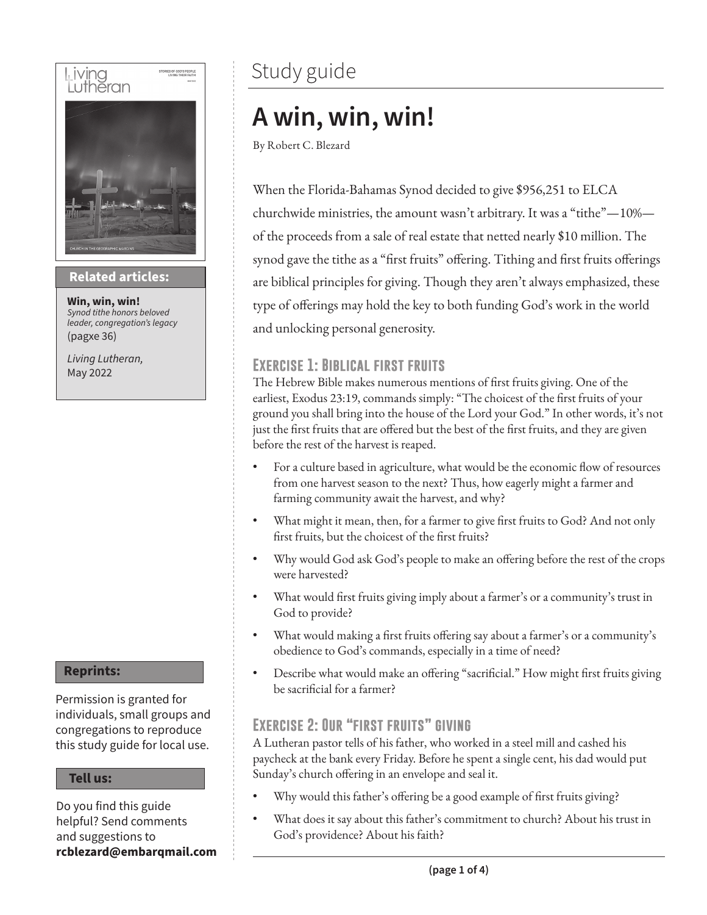# Study guide

# A win, win, win!

By Robert C. Blezard

When the Florida-Bahamas Synod decided to give $956,251 to ELCA churchwide ministries, the amount wasn't arbitrary. It was a "tithe"—10%—of the proceeds from a sale of real estate that netted nearly $10 million. The synod gave the tithe as a "first fruits" offering. Tithing and first fruits offerings are biblical principles for giving. Though they aren't always emphasized, these type of offerings may hold the key to both funding God's work in the world and unlocking personal generosity.

## Exercise 1: Biblical first fruits

The Hebrew Bible makes numerous mentions of first fruits giving. One of the earliest, Exodus 23:19, commands simply: "The choicest of the first fruits of your ground you shall bring into the house of the Lord your God." In other words, it's not just the first fruits that are offered but the best of the first fruits, and they are given before the rest of the harvest is reaped.

- For a culture based in agriculture, what would be the economic flow of resources from one harvest season to the next? Thus, how eagerly might a farmer and farming community await the harvest, and why?
- What might it mean, then, for a farmer to give first fruits to God? And not only first fruits, but the choicest of the first fruits?
- Why would God ask God's people to make an offering before the rest of the crops were harvested?
- What would first fruits giving imply about a farmer's or a community's trust in God to provide?
- What would making a first fruits offering say about a farmer's or a community's obedience to God's commands, especially in a time of need?
- Describe what would make an offering "sacrificial." How might first fruits giving be sacrificial for a farmer?

## Exercise 2: Our "first fruits" giving

A Lutheran pastor tells of his father, who worked in a steel mill and cashed his paycheck at the bank every Friday. Before he spent a single cent, his dad would put Sunday's church offering in an envelope and seal it.

- Why would this father's offering be a good example of first fruits giving?
- What does it say about this father's commitment to church? About his trust in God's providence? About his faith?

**Related articles:**

**Win, win, win!**
*Synod tithe honors beloved leader, congregation's legacy*
(pagxe 36)

*Living Lutheran,*
May 2022

**Reprints:**

Permission is granted for individuals, small groups and congregations to reproduce this study guide for local use.

**Tell us:**

Do you find this guide helpful? Send comments and suggestions to **rcblezard@embarqmail.com**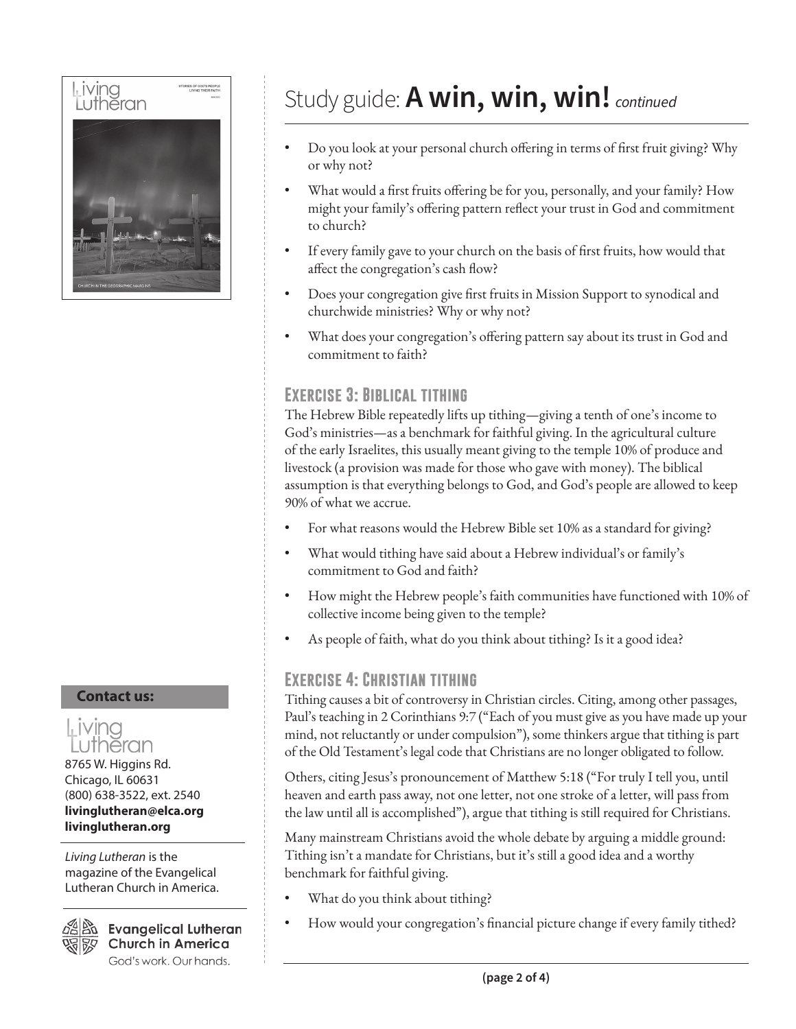# Study guide: **A win, win, win!** *continued*

- Do you look at your personal church offering in terms of first fruit giving? Why or why not?
- What would a first fruits offering be for you, personally, and your family? How might your family's offering pattern reflect your trust in God and commitment to church?
- If every family gave to your church on the basis of first fruits, how would that affect the congregation's cash flow?
- Does your congregation give first fruits in Mission Support to synodical and churchwide ministries? Why or why not?
- What does your congregation's offering pattern say about its trust in God and commitment to faith?

## Exercise 3: Biblical tithing

The Hebrew Bible repeatedly lifts up tithing—giving a tenth of one's income to God's ministries—as a benchmark for faithful giving. In the agricultural culture of the early Israelites, this usually meant giving to the temple 10% of produce and livestock (a provision was made for those who gave with money). The biblical assumption is that everything belongs to God, and God's people are allowed to keep 90% of what we accrue.

- For what reasons would the Hebrew Bible set 10% as a standard for giving?
- What would tithing have said about a Hebrew individual's or family's commitment to God and faith?
- How might the Hebrew people's faith communities have functioned with 10% of collective income being given to the temple?
- As people of faith, what do you think about tithing? Is it a good idea?

## Exercise 4: Christian tithing

Tithing causes a bit of controversy in Christian circles. Citing, among other passages, Paul's teaching in 2 Corinthians 9:7 ("Each of you must give as you have made up your mind, not reluctantly or under compulsion"), some thinkers argue that tithing is part of the Old Testament's legal code that Christians are no longer obligated to follow.

Others, citing Jesus's pronouncement of Matthew 5:18 ("For truly I tell you, until heaven and earth pass away, not one letter, not one stroke of a letter, will pass from the law until all is accomplished"), argue that tithing is still required for Christians.

Many mainstream Christians avoid the whole debate by arguing a middle ground: Tithing isn't a mandate for Christians, but it's still a good idea and a worthy benchmark for faithful giving.

- What do you think about tithing?
- How would your congregation's financial picture change if every family tithed?

**Contact us:**

Living Lutheran
8765 W. Higgins Rd.
Chicago, IL 60631
(800) 638-3522, ext. 2540
**livinglutheran@elca.org**
**livinglutheran.org**

*Living Lutheran* is the magazine of the Evangelical Lutheran Church in America.

Evangelical Lutheran Church in America
God's work. Our hands.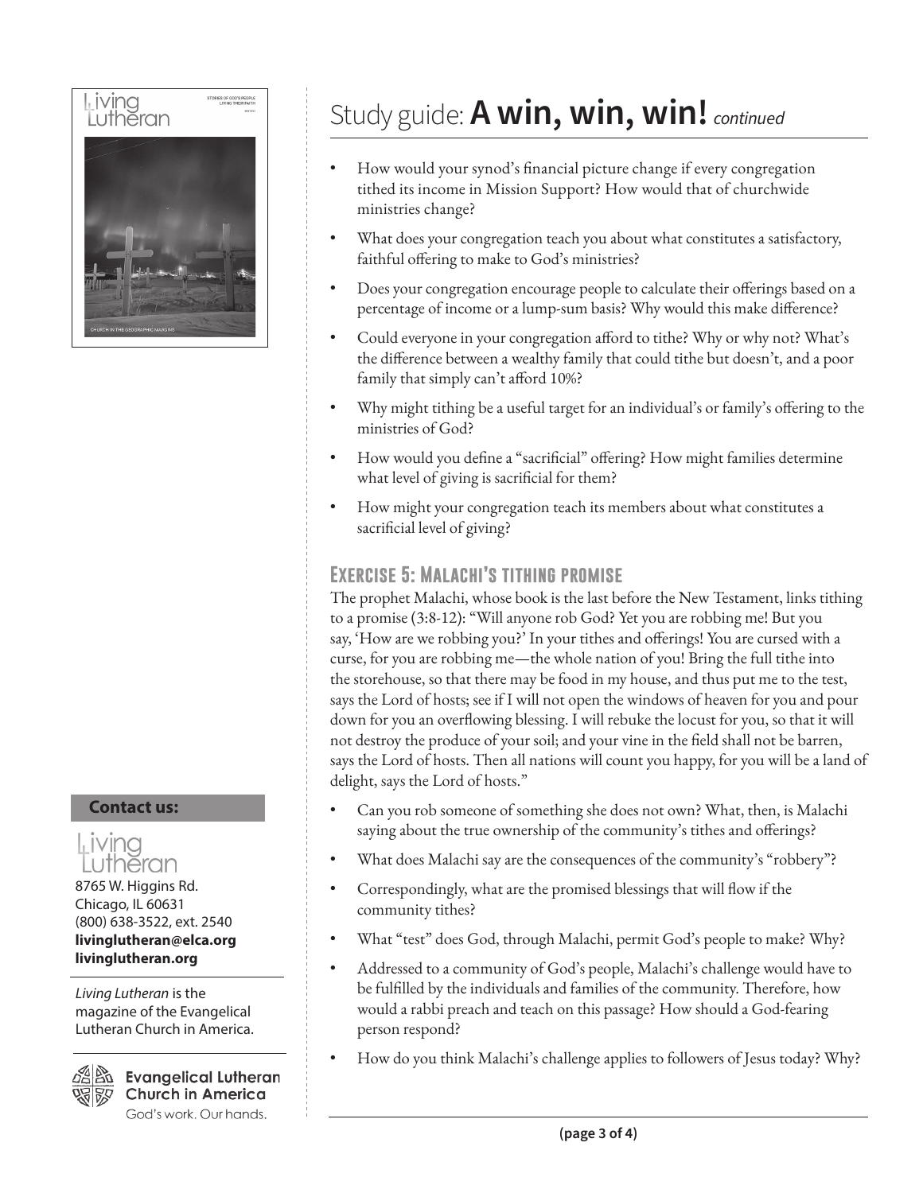# Study guide: **A win, win, win!** *continued*

- How would your synod's financial picture change if every congregation tithed its income in Mission Support? How would that of churchwide ministries change?
- What does your congregation teach you about what constitutes a satisfactory, faithful offering to make to God's ministries?
- Does your congregation encourage people to calculate their offerings based on a percentage of income or a lump-sum basis? Why would this make difference?
- Could everyone in your congregation afford to tithe? Why or why not? What's the difference between a wealthy family that could tithe but doesn't, and a poor family that simply can't afford 10%?
- Why might tithing be a useful target for an individual's or family's offering to the ministries of God?
- How would you define a "sacrificial" offering? How might families determine what level of giving is sacrificial for them?
- How might your congregation teach its members about what constitutes a sacrificial level of giving?

## Exercise 5: Malachi's tithing promise

The prophet Malachi, whose book is the last before the New Testament, links tithing to a promise (3:8-12): "Will anyone rob God? Yet you are robbing me! But you say, 'How are we robbing you?' In your tithes and offerings! You are cursed with a curse, for you are robbing me—the whole nation of you! Bring the full tithe into the storehouse, so that there may be food in my house, and thus put me to the test, says the Lord of hosts; see if I will not open the windows of heaven for you and pour down for you an overflowing blessing. I will rebuke the locust for you, so that it will not destroy the produce of your soil; and your vine in the field shall not be barren, says the Lord of hosts. Then all nations will count you happy, for you will be a land of delight, says the Lord of hosts."

- Can you rob someone of something she does not own? What, then, is Malachi saying about the true ownership of the community's tithes and offerings?
- What does Malachi say are the consequences of the community's "robbery"?
- Correspondingly, what are the promised blessings that will flow if the community tithes?
- What "test" does God, through Malachi, permit God's people to make? Why?
- Addressed to a community of God's people, Malachi's challenge would have to be fulfilled by the individuals and families of the community. Therefore, how would a rabbi preach and teach on this passage? How should a God-fearing person respond?
- How do you think Malachi's challenge applies to followers of Jesus today? Why?

**Contact us:**

Living Lutheran
8765 W. Higgins Rd.
Chicago, IL 60631
(800) 638-3522, ext. 2540
**livinglutheran@elca.org**
**livinglutheran.org**

*Living Lutheran* is the magazine of the Evangelical Lutheran Church in America.

Evangelical Lutheran Church in America
God's work. Our hands.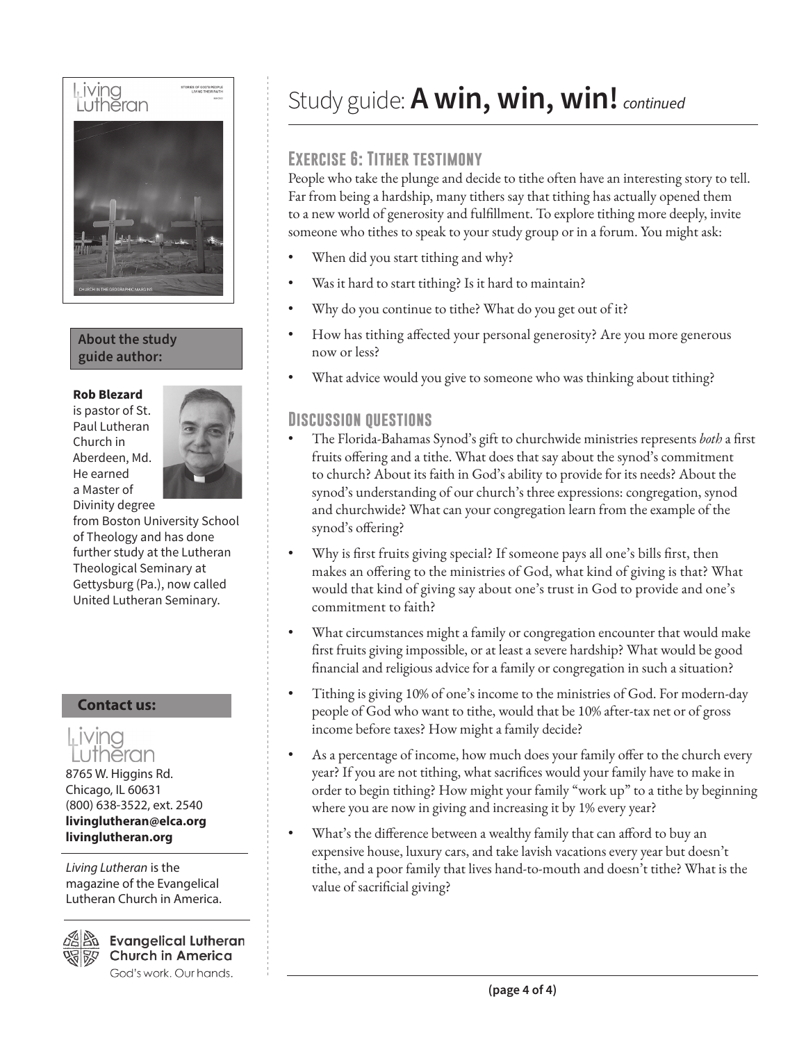# Study guide: **A win, win, win!** *continued*

## Exercise 6: Tither testimony

People who take the plunge and decide to tithe often have an interesting story to tell. Far from being a hardship, many tithers say that tithing has actually opened them to a new world of generosity and fulfillment. To explore tithing more deeply, invite someone who tithes to speak to your study group or in a forum. You might ask:

- When did you start tithing and why?
- Was it hard to start tithing? Is it hard to maintain?
- Why do you continue to tithe? What do you get out of it?
- How has tithing affected your personal generosity? Are you more generous now or less?
- What advice would you give to someone who was thinking about tithing?

## Discussion questions

- The Florida-Bahamas Synod's gift to churchwide ministries represents *both* a first fruits offering and a tithe. What does that say about the synod's commitment to church? About its faith in God's ability to provide for its needs? About the synod's understanding of our church's three expressions: congregation, synod and churchwide? What can your congregation learn from the example of the synod's offering?
- Why is first fruits giving special? If someone pays all one's bills first, then makes an offering to the ministries of God, what kind of giving is that? What would that kind of giving say about one's trust in God to provide and one's commitment to faith?
- What circumstances might a family or congregation encounter that would make first fruits giving impossible, or at least a severe hardship? What would be good financial and religious advice for a family or congregation in such a situation?
- Tithing is giving 10% of one's income to the ministries of God. For modern-day people of God who want to tithe, would that be 10% after-tax net or of gross income before taxes? How might a family decide?
- As a percentage of income, how much does your family offer to the church every year? If you are not tithing, what sacrifices would your family have to make in order to begin tithing? How might your family "work up" to a tithe by beginning where you are now in giving and increasing it by 1% every year?
- What's the difference between a wealthy family that can afford to buy an expensive house, luxury cars, and take lavish vacations every year but doesn't tithe, and a poor family that lives hand-to-mouth and doesn't tithe? What is the value of sacrificial giving?

**About the study guide author:**

**Rob Blezard** is pastor of St. Paul Lutheran Church in Aberdeen, Md. He earned a Master of Divinity degree from Boston University School of Theology and has done further study at the Lutheran Theological Seminary at Gettysburg (Pa.), now called United Lutheran Seminary.

**Contact us:**

Living Lutheran
8765 W. Higgins Rd.
Chicago, IL 60631
(800) 638-3522, ext. 2540
**livinglutheran@elca.org**
**livinglutheran.org**

*Living Lutheran* is the magazine of the Evangelical Lutheran Church in America.

Evangelical Lutheran Church in America
God's work. Our hands.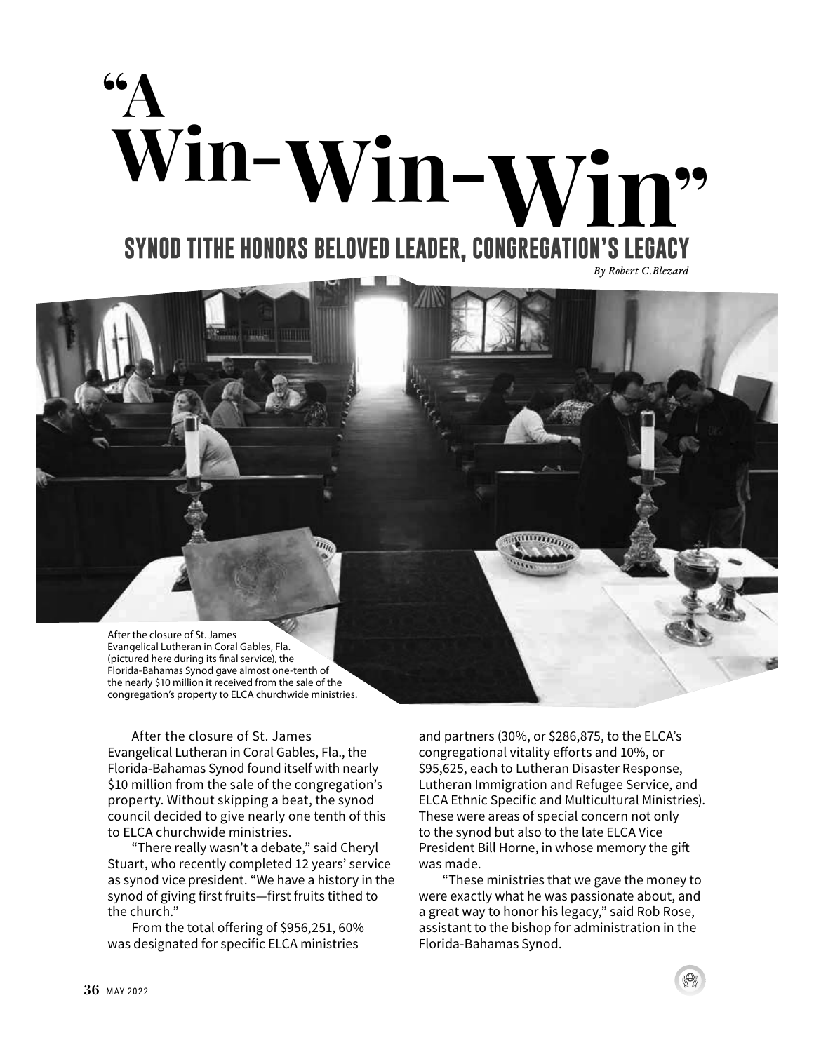# "A Win-Win-Win"

## SYNOD TITHE HONORS BELOVED LEADER, CONGREGATION'S LEGACY

*By Robert C.Blezard*

After the closure of St. James Evangelical Lutheran in Coral Gables, Fla. (pictured here during its final service), the Florida-Bahamas Synod gave almost one-tenth of the nearly $10 million it received from the sale of the congregation's property to ELCA churchwide ministries.

After the closure of St. James Evangelical Lutheran in Coral Gables, Fla., the Florida-Bahamas Synod found itself with nearly $10 million from the sale of the congregation's property. Without skipping a beat, the synod council decided to give nearly one tenth of this to ELCA churchwide ministries.

"There really wasn't a debate," said Cheryl Stuart, who recently completed 12 years' service as synod vice president. "We have a history in the synod of giving first fruits—first fruits tithed to the church."

From the total offering of $956,251, 60% was designated for specific ELCA ministries and partners (30%, or $286,875, to the ELCA's congregational vitality efforts and 10%, or $95,625, each to Lutheran Disaster Response, Lutheran Immigration and Refugee Service, and ELCA Ethnic Specific and Multicultural Ministries). These were areas of special concern not only to the synod but also to the late ELCA Vice President Bill Horne, in whose memory the gift was made.

"These ministries that we gave the money to were exactly what he was passionate about, and a great way to honor his legacy," said Rob Rose, assistant to the bishop for administration in the Florida-Bahamas Synod.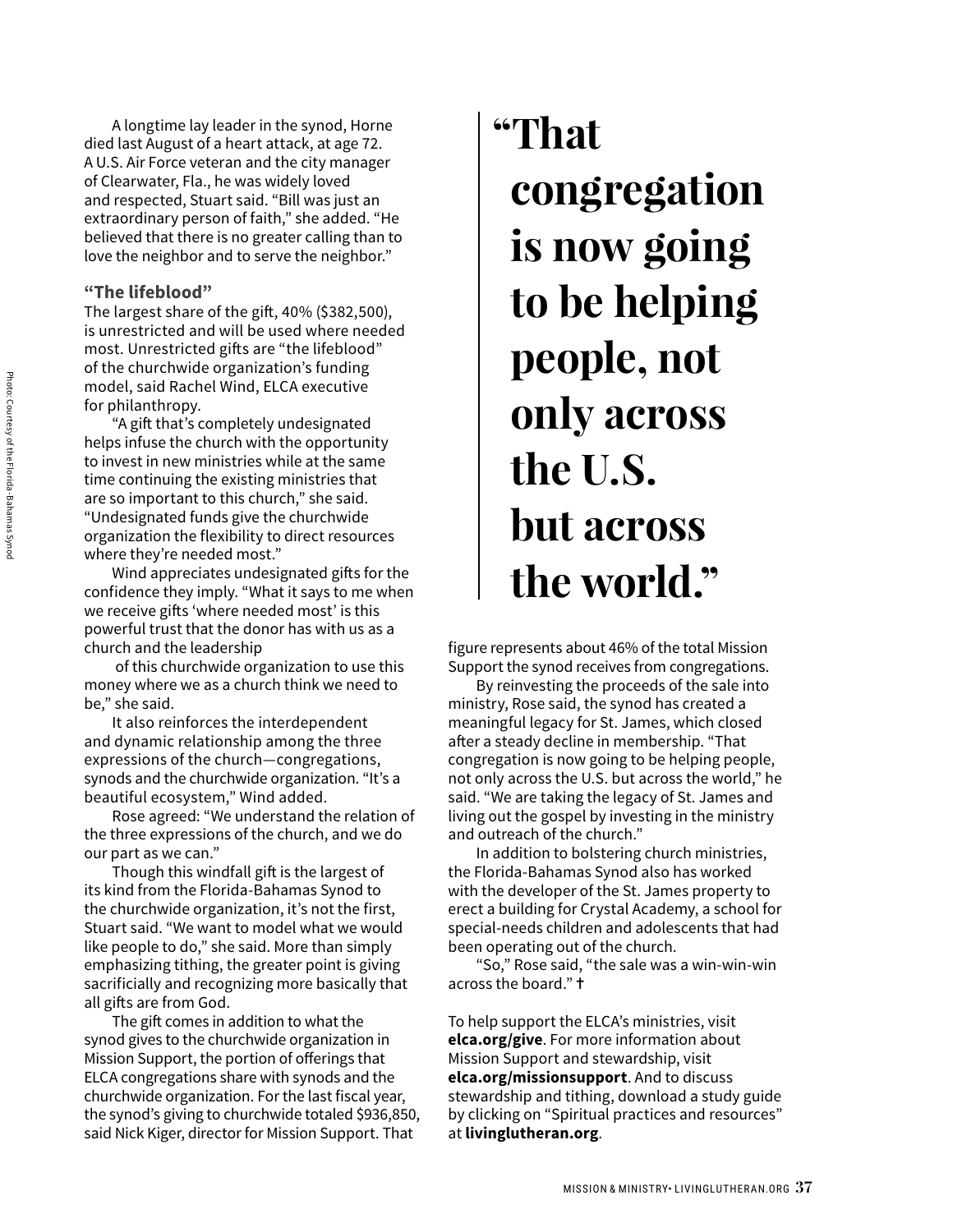A longtime lay leader in the synod, Horne died last August of a heart attack, at age 72. A U.S. Air Force veteran and the city manager of Clearwater, Fla., he was widely loved and respected, Stuart said. "Bill was just an extraordinary person of faith," she added. "He believed that there is no greater calling than to love the neighbor and to serve the neighbor."

**"The lifeblood"**

The largest share of the gift, 40% ($382,500), is unrestricted and will be used where needed most. Unrestricted gifts are "the lifeblood" of the churchwide organization's funding model, said Rachel Wind, ELCA executive for philanthropy.

"A gift that's completely undesignated helps infuse the church with the opportunity to invest in new ministries while at the same time continuing the existing ministries that are so important to this church," she said. "Undesignated funds give the churchwide organization the flexibility to direct resources where they're needed most."

Wind appreciates undesignated gifts for the confidence they imply. "What it says to me when we receive gifts 'where needed most' is this powerful trust that the donor has with us as a church and the leadership of this churchwide organization to use this money where we as a church think we need to be," she said.

It also reinforces the interdependent and dynamic relationship among the three expressions of the church—congregations, synods and the churchwide organization. "It's a beautiful ecosystem," Wind added.

Rose agreed: "We understand the relation of the three expressions of the church, and we do our part as we can."

Though this windfall gift is the largest of its kind from the Florida-Bahamas Synod to the churchwide organization, it's not the first, Stuart said. "We want to model what we would like people to do," she said. More than simply emphasizing tithing, the greater point is giving sacrificially and recognizing more basically that all gifts are from God.

The gift comes in addition to what the synod gives to the churchwide organization in Mission Support, the portion of offerings that ELCA congregations share with synods and the churchwide organization. For the last fiscal year, the synod's giving to churchwide totaled $936,850, said Nick Kiger, director for Mission Support. That figure represents about 46% of the total Mission Support the synod receives from congregations.

> **"That congregation is now going to be helping people, not only across the U.S. but across the world."**

By reinvesting the proceeds of the sale into ministry, Rose said, the synod has created a meaningful legacy for St. James, which closed after a steady decline in membership. "That congregation is now going to be helping people, not only across the U.S. but across the world," he said. "We are taking the legacy of St. James and living out the gospel by investing in the ministry and outreach of the church."

In addition to bolstering church ministries, the Florida-Bahamas Synod also has worked with the developer of the St. James property to erect a building for Crystal Academy, a school for special-needs children and adolescents that had been operating out of the church.

"So," Rose said, "the sale was a win-win-win across the board." ✝

To help support the ELCA's ministries, visit **elca.org/give**. For more information about Mission Support and stewardship, visit **elca.org/missionsupport**. And to discuss stewardship and tithing, download a study guide by clicking on "Spiritual practices and resources" at **livinglutheran.org**.

Photo: Courtesy of the Florida-Bahamas Synod